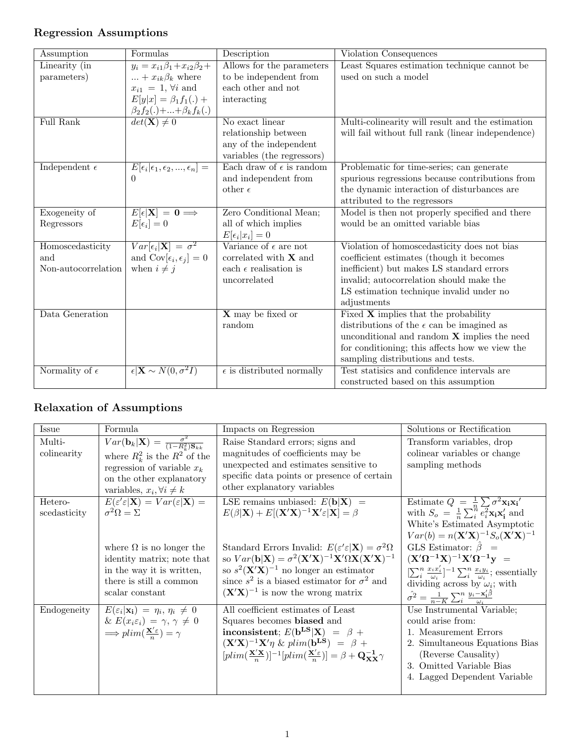## Regression Assumptions

| Assumption | Formulas | Description | Violation Consequences |
|---|---|---|---|
| Linearity (in parameters) | $y_i = x_{i1}\beta_1 + x_{i2}\beta_2 + ... + x_{ik}\beta_k$ where $x_{i1} = 1, \forall i$ and $E[y\|x] = \beta_1 f_1(.) + \beta_2 f_2(.) + ... + \beta_k f_k(.)$ | Allows for the parameters to be independent from each other and not interacting | Least Squares estimation technique cannot be used on such a model |
| Full Rank | $det(\mathbf{X}) \neq 0$ | No exact linear relationship between any of the independent variables (the regressors) | Multi-colinearity will result and the estimation will fail without full rank (linear independence) |
| Independent $\epsilon$ | $E[\epsilon_i\|\epsilon_1, \epsilon_2, ..., \epsilon_n] = 0$ | Each draw of $\epsilon$ is random and independent from other $\epsilon$ | Problematic for time-series; can generate spurious regressions because contributions from the dynamic interaction of disturbances are attributed to the regressors |
| Exogeneity of Regressors | $E[\epsilon\|\mathbf{X}] = \mathbf{0} \implies E[\epsilon_i] = 0$ | Zero Conditional Mean; all of which implies $E[\epsilon_i\|x_i] = 0$ | Model is then not properly specified and there would be an omitted variable bias |
| Homoscedasticity and Non-autocorrelation | $Var[\epsilon_i\|\mathbf{X}] = \sigma^2$ and $\text{Cov}[\epsilon_i, \epsilon_j] = 0$ when $i \neq j$ | Variance of $\epsilon$ are not correlated with $\mathbf{X}$ and each $\epsilon$ realisation is uncorrelated | Violation of homoscedasticity does not bias coefficient estimates (though it becomes inefficient) but makes LS standard errors invalid; autocorrelation should make the LS estimation technique invalid under no adjustments |
| Data Generation | | $\mathbf{X}$ may be fixed or random | Fixed $\mathbf{X}$ implies that the probability distributions of the $\epsilon$ can be imagined as unconditional and random $\mathbf{X}$ implies the need for conditioning; this affects how we view the sampling distributions and tests. |
| Normality of $\epsilon$ | $\epsilon\|\mathbf{X} \sim N(0, \sigma^2 I)$ | $\epsilon$ is distributed normally | Test statisics and confidence intervals are constructed based on this assumption |

## Relaxation of Assumptions

| Issue | Formula | Impacts on Regression | Solutions or Rectification |
|---|---|---|---|
| Multi-colinearity | $Var(\mathbf{b}_k\|\mathbf{X}) = \frac{\sigma^2}{(1-R_k^2)\mathbf{S}_{kk}}$ where $R_k^2$ is the $R^2$ of the regression of variable $x_k$ on the other explanatory variables, $x_i, \forall i \neq k$ | Raise Standard errors; signs and magnitudes of coefficients may be unexpected and estimates sensitive to specific data points or presence of certain other explanatory variables | Transform variables, drop colinear variables or change sampling methods |
| Hetero-scedasticity | $E(\varepsilon'\varepsilon\|\mathbf{X}) = Var(\varepsilon\|\mathbf{X}) = \sigma^2\Omega = \Sigma$ <br> where $\Omega$ is no longer the identity matrix; note that in the way it is written, there is still a common scalar constant | LSE remains unbiased: $E(\mathbf{b}\|\mathbf{X}) = E(\beta\|\mathbf{X}) + E[(\mathbf{X'X})^{-1}\mathbf{X}'\varepsilon\|\mathbf{X}] = \beta$ <br> Standard Errors Invalid: $E(\varepsilon'\varepsilon\|\mathbf{X}) = \sigma^2\Omega$ so $Var(\mathbf{b}\|\mathbf{X}) = \sigma^2(\mathbf{X'X})^{-1}\mathbf{X}'\Omega\mathbf{X}(\mathbf{X'X})^{-1}$ so $s^2(\mathbf{X'X})^{-1}$ no longer an estimator since $s^2$ is a biased estimator for $\sigma^2$ and $(\mathbf{X'X})^{-1}$ is now the wrong matrix | Estimate $Q = \frac{1}{n}\sum \sigma^2 \mathbf{x_i}\mathbf{x_i}'$ with $S_o = \frac{1}{n}\sum_i^n e_i^2 \mathbf{x_i}\mathbf{x_i'}$ and White's Estimated Asymptotic $Var(b) = n(\mathbf{X'X})^{-1}S_o(\mathbf{X'X})^{-1}$ <br> GLS Estimator: $\hat{\beta} = (\mathbf{X'\Omega^{-1}X})^{-1}\mathbf{X'\Omega^{-1}y} = [\sum_i^n \frac{x_i x_i'}{\omega_i}]^{-1}\sum_i^n \frac{x_i y_i}{\omega_i}$; essentially dividing across by $\omega_i$; with $\hat{\sigma^2} = \frac{1}{n-K}\sum_i^n \frac{y_i - \mathbf{x}_i'\hat{\beta}}{\omega_i}$ |
| Endogeneity | $E(\varepsilon_i\|\mathbf{x_i}) = \eta_i, \eta_i \neq 0$ & $E(x_i\varepsilon_i) = \gamma, \gamma \neq 0$ $\implies plim(\frac{\mathbf{X}'\varepsilon}{n}) = \gamma$ | All coefficient estimates of Least Squares becomes **biased** and **inconsistent**; $E(\mathbf{b^{LS}}\|\mathbf{X}) = \beta + (\mathbf{X'X})^{-1}\mathbf{X}'\eta$ & $plim(\mathbf{b^{LS}}) = \beta + [plim(\frac{\mathbf{X'X}}{n})]^{-1}[plim(\frac{\mathbf{X}'\varepsilon}{n})] = \beta + \mathbf{Q_{XX}^{-1}}\gamma$ | Use Instrumental Variable; could arise from: <br> 1. Measurement Errors <br> 2. Simultaneous Equations Bias (Reverse Causality) <br> 3. Omitted Variable Bias <br> 4. Lagged Dependent Variable |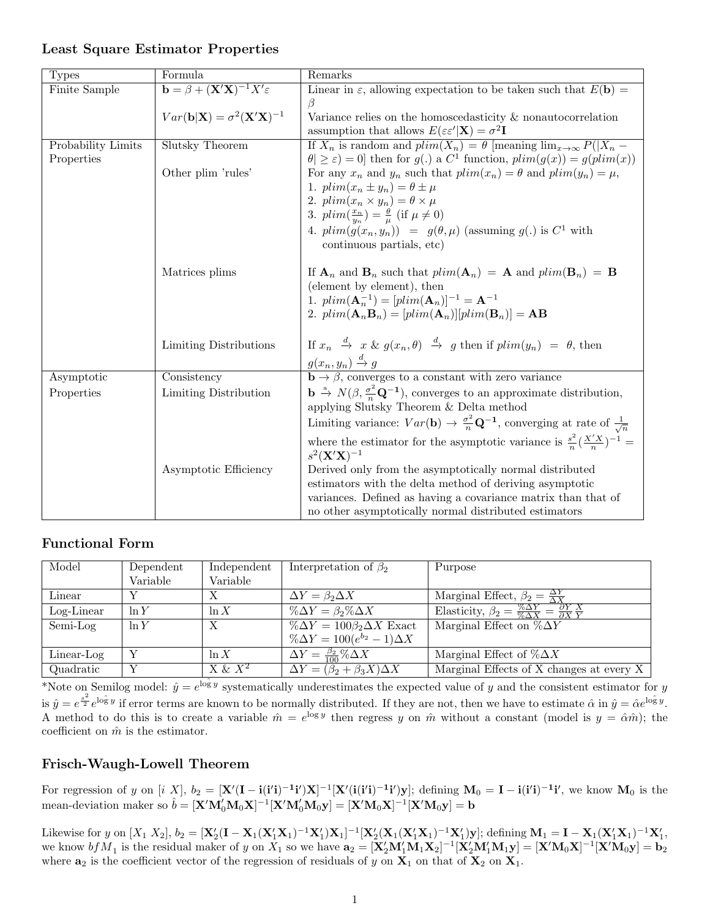## Least Square Estimator Properties

| Types | Formula | Remarks |
|---|---|---|
| Finite Sample | $\mathbf{b} = \beta + (\mathbf{X'X})^{-1}X'\varepsilon$ | Linear in $\varepsilon$, allowing expectation to be taken such that $E(\mathbf{b}) = \beta$ |
| | $Var(\mathbf{b}\vert\mathbf{X}) = \sigma^2(\mathbf{X'X})^{-1}$ | Variance relies on the homoscedasticity & nonautocorrelation assumption that allows $E(\varepsilon\varepsilon'\vert\mathbf{X}) = \sigma^2\mathbf{I}$ |
| Probability Limits Properties | Slutsky Theorem | If $X_n$ is random and $plim(X_n) = \theta$ [meaning $\lim_{x\to\infty} P(\vert X_n - \theta\vert \geq \varepsilon) = 0$] then for $g(.)$ a $C^1$ function, $plim(g(x)) = g(plim(x))$ |
| | Other plim 'rules' | For any $x_n$ and $y_n$ such that $plim(x_n) = \theta$ and $plim(y_n) = \mu$, 1. $plim(x_n \pm y_n) = \theta \pm \mu$ 2. $plim(x_n \times y_n) = \theta \times \mu$ 3. $plim(\frac{x_n}{y_n}) = \frac{\theta}{\mu}$ (if $\mu \neq 0$) 4. $plim(g(x_n, y_n)) = g(\theta, \mu)$ (assuming $g(.)$ is $C^1$ with continuous partials, etc) |
| | Matrices plims | If $\mathbf{A}_n$ and $\mathbf{B}_n$ such that $plim(\mathbf{A}_n) = \mathbf{A}$ and $plim(\mathbf{B}_n) = \mathbf{B}$ (element by element), then 1. $plim(\mathbf{A}_n^{-1}) = [plim(\mathbf{A}_n)]^{-1} = \mathbf{A}^{-1}$ 2. $plim(\mathbf{A}_n\mathbf{B}_n) = [plim(\mathbf{A}_n)][plim(\mathbf{B}_n)] = \mathbf{AB}$ |
| | Limiting Distributions | If $x_n \xrightarrow{d} x$ & $g(x_n, \theta) \xrightarrow{d} g$ then if $plim(y_n) = \theta$, then $g(x_n, y_n) \xrightarrow{d} g$ |
| Asymptotic Properties | Consistency | $\mathbf{b} \to \beta$, converges to a constant with zero variance |
| | Limiting Distribution | $\mathbf{b} \xrightarrow{a} N(\beta, \frac{\sigma^2}{n}\mathbf{Q^{-1}})$, converges to an approximate distribution, applying Slutsky Theorem & Delta method. Limiting variance: $Var(\mathbf{b}) \to \frac{\sigma^2}{n}\mathbf{Q^{-1}}$, converging at rate of $\frac{1}{\sqrt{n}}$ where the estimator for the asymptotic variance is $\frac{s^2}{n}(\frac{X'X}{n})^{-1} = s^2(\mathbf{X'X})^{-1}$ |
| | Asymptotic Efficiency | Derived only from the asymptotically normal distributed estimators with the delta method of deriving asymptotic variances. Defined as having a covariance matrix than that of no other asymptotically normal distributed estimators |

## Functional Form

| Model | Dependent Variable | Independent Variable | Interpretation of $\beta_2$ | Purpose |
|---|---|---|---|---|
| Linear | Y | X | $\Delta Y = \beta_2 \Delta X$ | Marginal Effect, $\beta_2 = \frac{\Delta Y}{\Delta X}$ |
| Log-Linear | $\ln Y$ | $\ln X$ | $\%\Delta Y = \beta_2 \%\Delta X$ | Elasticity, $\beta_2 = \frac{\%\Delta Y}{\%\Delta X} = \frac{\partial Y}{\partial X}\frac{X}{Y}$ |
| Semi-Log | $\ln Y$ | X | $\%\Delta Y = 100\beta_2\Delta X$ Exact $\%\Delta Y = 100(e^{b_2} - 1)\Delta X$ | Marginal Effect on $\%\Delta Y$ |
| Linear-Log | Y | $\ln X$ | $\Delta Y = \frac{\beta_2}{100}\%\Delta X$ | Marginal Effect of $\%\Delta X$ |
| Quadratic | Y | X & $X^2$ | $\Delta Y = (\beta_2 + \beta_3 X)\Delta X$ | Marginal Effects of X changes at every X |

*Note on Semilog model: $\hat{y} = e^{\hat{\log y}}$ systematically underestimates the expected value of $y$ and the consistent estimator for $y$ is $\hat{y} = e^{\frac{s^2}{2}}e^{\hat{\log y}}$ if error terms are known to be normally distributed. If they are not, then we have to estimate $\hat{\alpha}$ in $\hat{y} = \hat{\alpha}e^{\hat{\log y}}$. A method to do this is to create a variable $\hat{m} = e^{\hat{\log y}}$ then regress $y$ on $\hat{m}$ without a constant (model is $y = \hat{\alpha}\hat{m}$); the coefficient on $\hat{m}$ is the estimator.

## Frisch-Waugh-Lowell Theorem

For regression of $y$ on $[i\ X]$, $b_2 = [\mathbf{X'(I - i(i'i)^{-1}i')X}]^{-1}[\mathbf{X'(i(i'i)^{-1}i')y}]$; defining $\mathbf{M}_0 = \mathbf{I - i(i'i)^{-1}i'}$, we know $\mathbf{M}_0$ is the mean-deviation maker so $\hat{b} = [\mathbf{X'M_0'M_0X}]^{-1}[\mathbf{X'M_0'M_0y}] = [\mathbf{X'M_0X}]^{-1}[\mathbf{X'M_0y}] = \mathbf{b}$

Likewise for $y$ on $[X_1\ X_2]$, $b_2 = [\mathbf{X_2'(I - X_1(X_1'X_1)^{-1}X_1')X_1}]^{-1}[\mathbf{X_2'(X_1(X_1'X_1)^{-1}X_1')y}]$; defining $\mathbf{M}_1 = \mathbf{I - X_1(X_1'X_1)^{-1}X_1'}$, we know $bfM_1$ is the residual maker of $y$ on $X_1$ so we have $\mathbf{a}_2 = [\mathbf{X_2'M_1'M_1X_2}]^{-1}[\mathbf{X_2'M_1'M_1y}] = [\mathbf{X'M_0X}]^{-1}[\mathbf{X'M_0y}] = \mathbf{b}_2$ where $\mathbf{a}_2$ is the coefficient vector of the regression of residuals of $y$ on $\mathbf{X}_1$ on that of $\mathbf{X}_2$ on $\mathbf{X}_1$.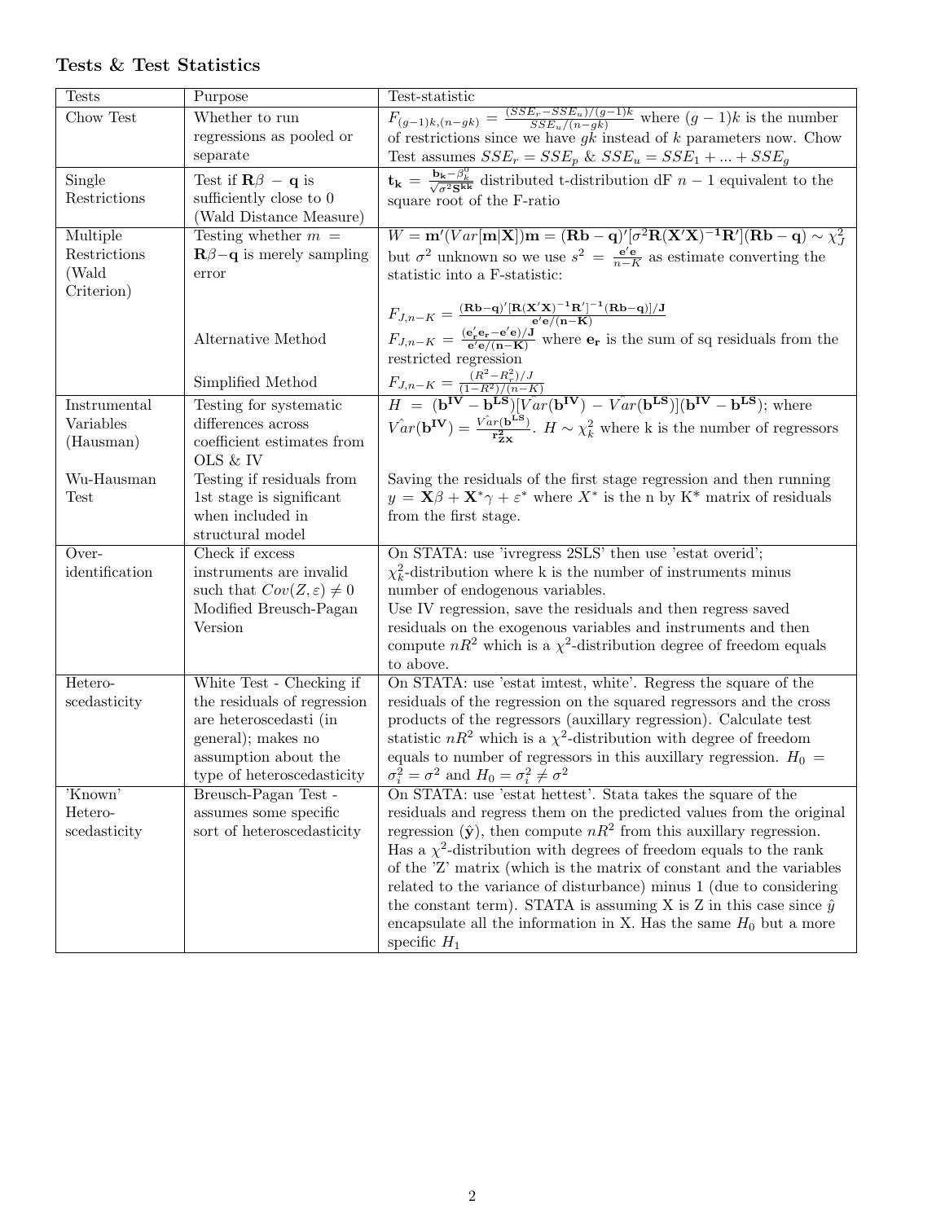### Tests & Test Statistics

| Tests | Purpose | Test-statistic |
|---|---|---|
| Chow Test | Whether to run regressions as pooled or separate | $F_{(g-1)k,(n-gk)} = \frac{(SSE_r - SSE_u)/(g-1)k}{SSE_u/(n-gk)}$ where $(g-1)k$ is the number of restrictions since we have $gk$ instead of $k$ parameters now. Chow Test assumes $SSE_r = SSE_p$ & $SSE_u = SSE_1 + ... + SSE_g$ |
| Single Restrictions | Test if $\mathbf{R}\beta - \mathbf{q}$ is sufficiently close to 0 (Wald Distance Measure) | $\mathbf{t_k} = \frac{\mathbf{b_k} - \beta_k^0}{\sqrt{\sigma^2 \mathbf{S^{kk}}}}$ distributed t-distribution dF $n-1$ equivalent to the square root of the F-ratio |
| Multiple Restrictions (Wald Criterion) | Testing whether $m = \mathbf{R}\beta - \mathbf{q}$ is merely sampling error | $W = \mathbf{m}'(Var[\mathbf{m}\vert\mathbf{X}])\mathbf{m} = (\mathbf{Rb} - \mathbf{q})'[\sigma^2 \mathbf{R}(\mathbf{X'X})^{-1}\mathbf{R}'](\mathbf{Rb} - \mathbf{q}) \sim \chi^2_J$ but $\sigma^2$ unknown so we use $s^2 = \frac{\mathbf{e'e}}{n-K}$ as estimate converting the statistic into a F-statistic: $F_{J,n-K} = \frac{(\mathbf{Rb}-\mathbf{q})'[\mathbf{R}(\mathbf{X'X})^{-1}\mathbf{R}']^{-1}(\mathbf{Rb}-\mathbf{q})]/\mathbf{J}}{\mathbf{e'e}/(\mathbf{n}-\mathbf{K})}$ |
| | Alternative Method | $F_{J,n-K} = \frac{(\mathbf{e_r'e_r} - \mathbf{e'e})/\mathbf{J}}{\mathbf{e'e}/(\mathbf{n}-\mathbf{K})}$ where $\mathbf{e_r}$ is the sum of sq residuals from the restricted regression |
| | Simplified Method | $F_{J,n-K} = \frac{(R^2 - R_r^2)/J}{(1-R^2)/(n-K)}$ |
| Instrumental Variables (Hausman) | Testing for systematic differences across coefficient estimates from OLS & IV | $H = (\mathbf{b^{IV}} - \mathbf{b^{LS}})[\hat{Var}(\mathbf{b^{IV}}) - \hat{Var}(\mathbf{b^{LS}})](\mathbf{b^{IV}} - \mathbf{b^{LS}})$; where $\hat{Var}(\mathbf{b^{IV}}) = \frac{\hat{Var}(\mathbf{b^{LS}})}{\mathbf{r^2_{zx}}}$. $H \sim \chi^2_k$ where k is the number of regressors |
| Wu-Hausman Test | Testing if residuals from 1st stage is significant when included in structural model | Saving the residuals of the first stage regression and then running $y = \mathbf{X}\beta + \mathbf{X}^*\gamma + \varepsilon^*$ where $X^*$ is the n by K* matrix of residuals from the first stage. |
| Over-identification | Check if excess instruments are invalid such that $Cov(Z,\varepsilon) \neq 0$ Modified Breusch-Pagan Version | On STATA: use 'ivregress 2SLS' then use 'estat overid'; $\chi^2_k$-distribution where k is the number of instruments minus number of endogenous variables. Use IV regression, save the residuals and then regress saved residuals on the exogenous variables and instruments and then compute $nR^2$ which is a $\chi^2$-distribution degree of freedom equals to above. |
| Hetero-scedasticity | White Test - Checking if the residuals of regression are heteroscedasti (in general); makes no assumption about the type of heteroscedasticity | On STATA: use 'estat imtest, white'. Regress the square of the residuals of the regression on the squared regressors and the cross products of the regressors (auxillary regression). Calculate test statistic $nR^2$ which is a $\chi^2$-distribution with degree of freedom equals to number of regressors in this auxillary regression. $H_0 = \sigma_i^2 = \sigma^2$ and $H_0 = \sigma_i^2 \neq \sigma^2$ |
| 'Known' Hetero-scedasticity | Breusch-Pagan Test - assumes some specific sort of heteroscedasticity | On STATA: use 'estat hettest'. Stata takes the square of the residuals and regress them on the predicted values from the original regression ($\hat{\mathbf{y}}$), then compute $nR^2$ from this auxillary regression. Has a $\chi^2$-distribution with degrees of freedom equals to the rank of the 'Z' matrix (which is the matrix of constant and the variables related to the variance of disturbance) minus 1 (due to considering the constant term). STATA is assuming X is Z in this case since $\hat{y}$ encapsulate all the information in X. Has the same $H_0$ but a more specific $H_1$ |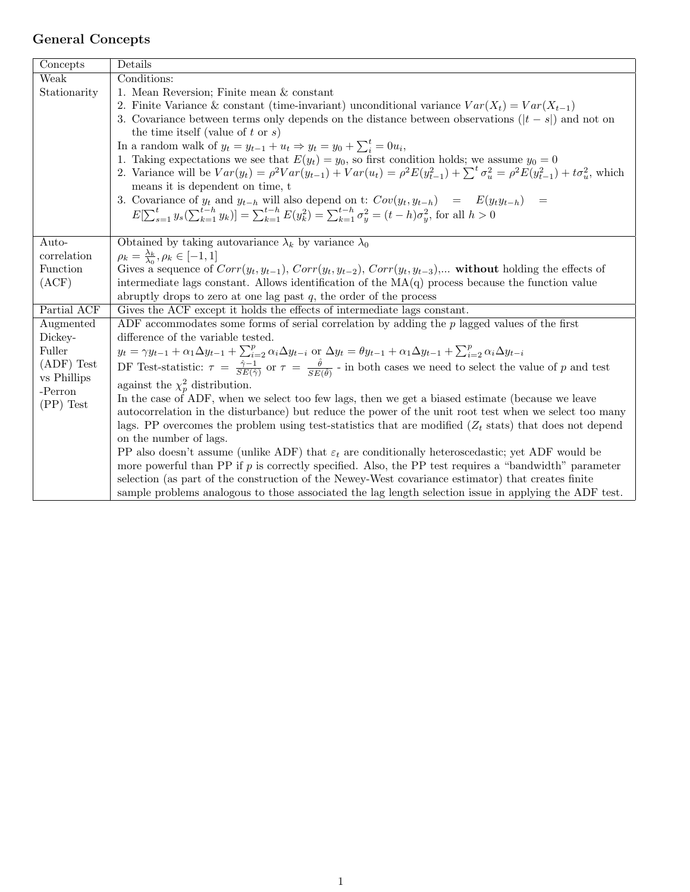## General Concepts

| Concepts | Details |
|---|---|
| Weak Stationarity | Conditions:<br>1. Mean Reversion; Finite mean & constant<br>2. Finite Variance & constant (time-invariant) unconditional variance $Var(X_t) = Var(X_{t-1})$<br>3. Covariance between terms only depends on the distance between observations ($\|t-s\|$) and not on the time itself (value of $t$ or $s$)<br>In a random walk of $y_t = y_{t-1} + u_t \Rightarrow y_t = y_0 + \sum_i^t = 0u_i$,<br>1. Taking expectations we see that $E(y_t) = y_0$, so first condition holds; we assume $y_0 = 0$<br>2. Variance will be $Var(y_t) = \rho^2 Var(y_{t-1}) + Var(u_t) = \rho^2 E(y_{t-1}^2) + \sum^t \sigma_u^2 = \rho^2 E(y_{t-1}^2) + t\sigma_u^2$, which means it is dependent on time, t<br>3. Covariance of $y_t$ and $y_{t-h}$ will also depend on t: $Cov(y_t, y_{t-h}) = E(y_t y_{t-h}) = E[\sum_{s=1}^t y_s(\sum_{k=1}^{t-h} y_k)] = \sum_{k=1}^{t-h} E(y_k^2) = \sum_{k=1}^{t-h} \sigma_y^2 = (t-h)\sigma_y^2$, for all $h > 0$ |
| Auto-correlation Function (ACF) | Obtained by taking autovariance $\lambda_k$ by variance $\lambda_0$<br>$\rho_k = \frac{\lambda_k}{\lambda_0}, \rho_k \in [-1, 1]$<br>Gives a sequence of $Corr(y_t, y_{t-1})$, $Corr(y_t, y_{t-2})$, $Corr(y_t, y_{t-3})$,... **without** holding the effects of intermediate lags constant. Allows identification of the MA(q) process because the function value abruptly drops to zero at one lag past $q$, the order of the process |
| Partial ACF | Gives the ACF except it holds the effects of intermediate lags constant. |
| Augmented Dickey-Fuller (ADF) Test vs Phillips -Perron (PP) Test | ADF accommodates some forms of serial correlation by adding the $p$ lagged values of the first difference of the variable tested.<br>$y_t = \gamma y_{t-1} + \alpha_1 \Delta y_{t-1} + \sum_{i=2}^p \alpha_i \Delta y_{t-i}$ or $\Delta y_t = \theta y_{t-1} + \alpha_1 \Delta y_{t-1} + \sum_{i=2}^p \alpha_i \Delta y_{t-i}$<br>DF Test-statistic: $\tau = \frac{\hat{\gamma}-1}{SE(\hat{\gamma})}$ or $\tau = \frac{\hat{\theta}}{SE(\hat{\theta})}$ - in both cases we need to select the value of $p$ and test against the $\chi_p^2$ distribution.<br>In the case of ADF, when we select too few lags, then we get a biased estimate (because we leave autocorrelation in the disturbance) but reduce the power of the unit root test when we select too many lags. PP overcomes the problem using test-statistics that are modified ($Z_t$ stats) that does not depend on the number of lags.<br>PP also doesn't assume (unlike ADF) that $\varepsilon_t$ are conditionally heteroscedastic; yet ADF would be more powerful than PP if $p$ is correctly specified. Also, the PP test requires a "bandwidth" parameter selection (as part of the construction of the Newey-West covariance estimator) that creates finite sample problems analogous to those associated the lag length selection issue in applying the ADF test. |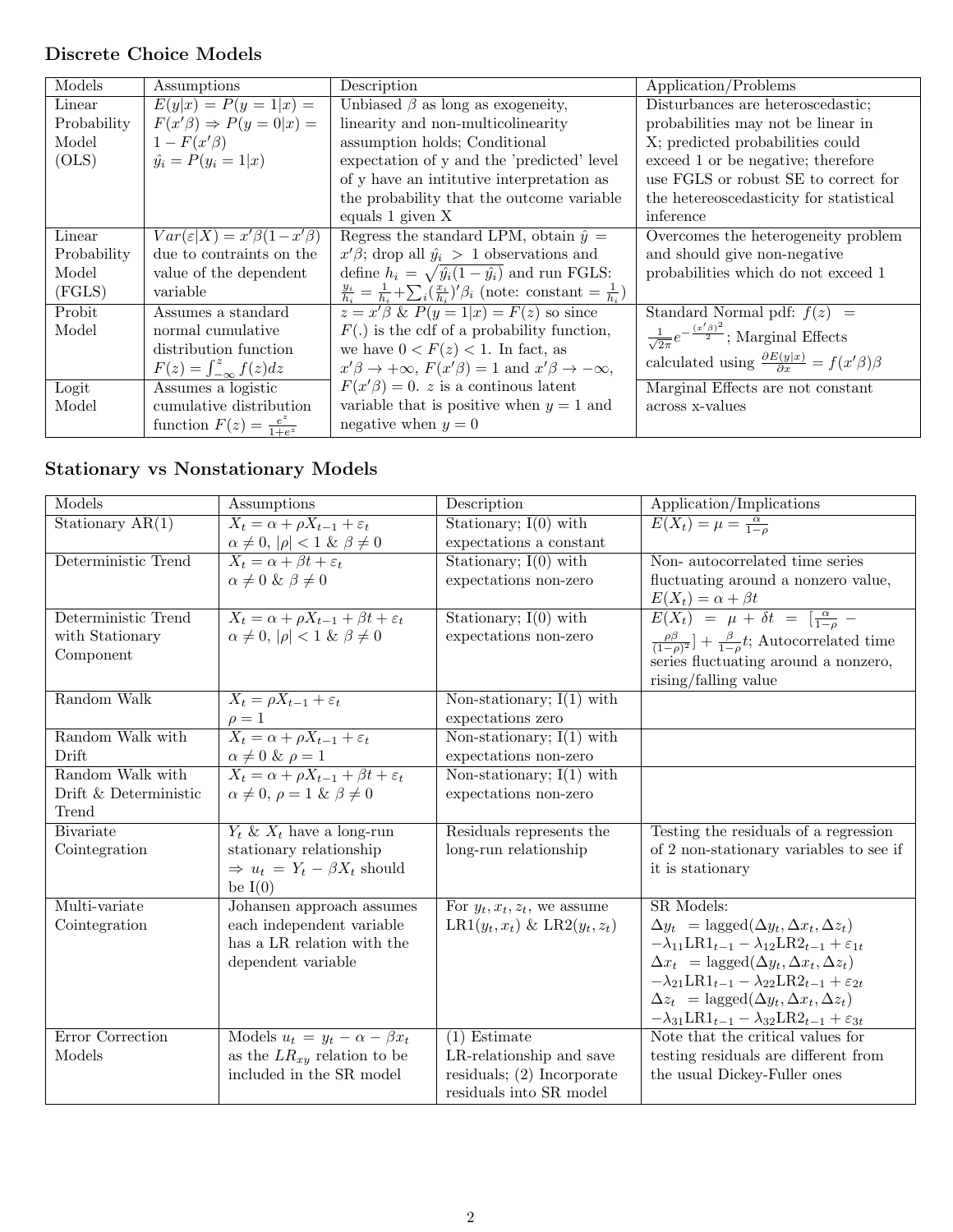### Discrete Choice Models

| Models | Assumptions | Description | Application/Problems |
|---|---|---|---|
| Linear Probability Model (OLS) | $E(y\|x) = P(y=1\|x) = F(x'\beta) \Rightarrow P(y=0\|x) = 1 - F(x'\beta)$ $\hat{y_i} = P(y_i = 1\|x)$ | Unbiased $\beta$ as long as exogeneity, linearity and non-multicolinearity assumption holds; Conditional expectation of y and the 'predicted' level of y have an intitutive interpretation as the probability that the outcome variable equals 1 given X | Disturbances are heteroscedastic; probabilities may not be linear in X; predicted probabilities could exceed 1 or be negative; therefore use FGLS or robust SE to correct for the hetereoscedasticity for statistical inference |
| Linear Probability Model (FGLS) | $Var(\varepsilon\|X) = x'\beta(1-x'\beta)$ due to contraints on the value of the dependent variable | Regress the standard LPM, obtain $\hat{y} = x'\beta$; drop all $\hat{y_i} > 1$ observations and define $h_i = \sqrt{\hat{y_i}(1-\hat{y_i})}$ and run FGLS: $\frac{y_i}{h_i} = \frac{1}{h_i} + \sum_i (\frac{x_i}{h_i})'\beta_i$ (note: constant $= \frac{1}{h_i}$) | Overcomes the heterogeneity problem and should give non-negative probabilities which do not exceed 1 |
| Probit Model | Assumes a standard normal cumulative distribution function $F(z) = \int_{-\infty}^{z} f(z)dz$ | $z = x'\beta$ & $P(y=1\|x) = F(z)$ so since $F(.)$ is the cdf of a probability function, we have $0 < F(z) < 1$. In fact, as $x'\beta \to +\infty$, $F(x'\beta) = 1$ and $x'\beta \to -\infty$, $F(x'\beta) = 0$. $z$ is a continous latent variable that is positive when $y = 1$ and negative when $y = 0$ | Standard Normal pdf: $f(z) = \frac{1}{\sqrt{2\pi}} e^{-\frac{(x'\beta)^2}{2}}$; Marginal Effects calculated using $\frac{\partial E(y\|x)}{\partial x} = f(x'\beta)\beta$ |
| Logit Model | Assumes a logistic cumulative distribution function $F(z) = \frac{e^z}{1+e^z}$ | | Marginal Effects are not constant across x-values |

### Stationary vs Nonstationary Models

| Models | Assumptions | Description | Application/Implications |
|---|---|---|---|
| Stationary AR(1) | $X_t = \alpha + \rho X_{t-1} + \varepsilon_t$ $\alpha \neq 0$, $\|\rho\| < 1$ & $\beta \neq 0$ | Stationary; I(0) with expectations a constant | $E(X_t) = \mu = \frac{\alpha}{1-\rho}$ |
| Deterministic Trend | $X_t = \alpha + \beta t + \varepsilon_t$ $\alpha \neq 0$ & $\beta \neq 0$ | Stationary; I(0) with expectations non-zero | Non- autocorrelated time series fluctuating around a nonzero value, $E(X_t) = \alpha + \beta t$ |
| Deterministic Trend with Stationary Component | $X_t = \alpha + \rho X_{t-1} + \beta t + \varepsilon_t$ $\alpha \neq 0$, $\|\rho\| < 1$ & $\beta \neq 0$ | Stationary; I(0) with expectations non-zero | $E(X_t) = \mu + \delta t = [\frac{\alpha}{1-\rho} - \frac{\rho\beta}{(1-\rho)^2}] + \frac{\beta}{1-\rho}t$; Autocorrelated time series fluctuating around a nonzero, rising/falling value |
| Random Walk | $X_t = \rho X_{t-1} + \varepsilon_t$ $\rho = 1$ | Non-stationary; I(1) with expectations zero | |
| Random Walk with Drift | $X_t = \alpha + \rho X_{t-1} + \varepsilon_t$ $\alpha \neq 0$ & $\rho = 1$ | Non-stationary; I(1) with expectations non-zero | |
| Random Walk with Drift & Deterministic Trend | $X_t = \alpha + \rho X_{t-1} + \beta t + \varepsilon_t$ $\alpha \neq 0$, $\rho = 1$ & $\beta \neq 0$ | Non-stationary; I(1) with expectations non-zero | |
| Bivariate Cointegration | $Y_t$ & $X_t$ have a long-run stationary relationship $\Rightarrow u_t = Y_t - \beta X_t$ should be I(0) | Residuals represents the long-run relationship | Testing the residuals of a regression of 2 non-stationary variables to see if it is stationary |
| Multi-variate Cointegration | Johansen approach assumes each independent variable has a LR relation with the dependent variable | For $y_t, x_t, z_t$, we assume $\text{LR1}(y_t, x_t)$ & $\text{LR2}(y_t, z_t)$ | SR Models: $\Delta y_t = \text{lagged}(\Delta y_t, \Delta x_t, \Delta z_t) - \lambda_{11}\text{LR1}_{t-1} - \lambda_{12}\text{LR2}_{t-1} + \varepsilon_{1t}$ $\Delta x_t = \text{lagged}(\Delta y_t, \Delta x_t, \Delta z_t) - \lambda_{21}\text{LR1}_{t-1} - \lambda_{22}\text{LR2}_{t-1} + \varepsilon_{2t}$ $\Delta z_t = \text{lagged}(\Delta y_t, \Delta x_t, \Delta z_t) - \lambda_{31}\text{LR1}_{t-1} - \lambda_{32}\text{LR2}_{t-1} + \varepsilon_{3t}$ |
| Error Correction Models | Models $u_t = y_t - \alpha - \beta x_t$ as the $LR_{xy}$ relation to be included in the SR model | (1) Estimate LR-relationship and save residuals; (2) Incorporate residuals into SR model | Note that the critical values for testing residuals are different from the usual Dickey-Fuller ones |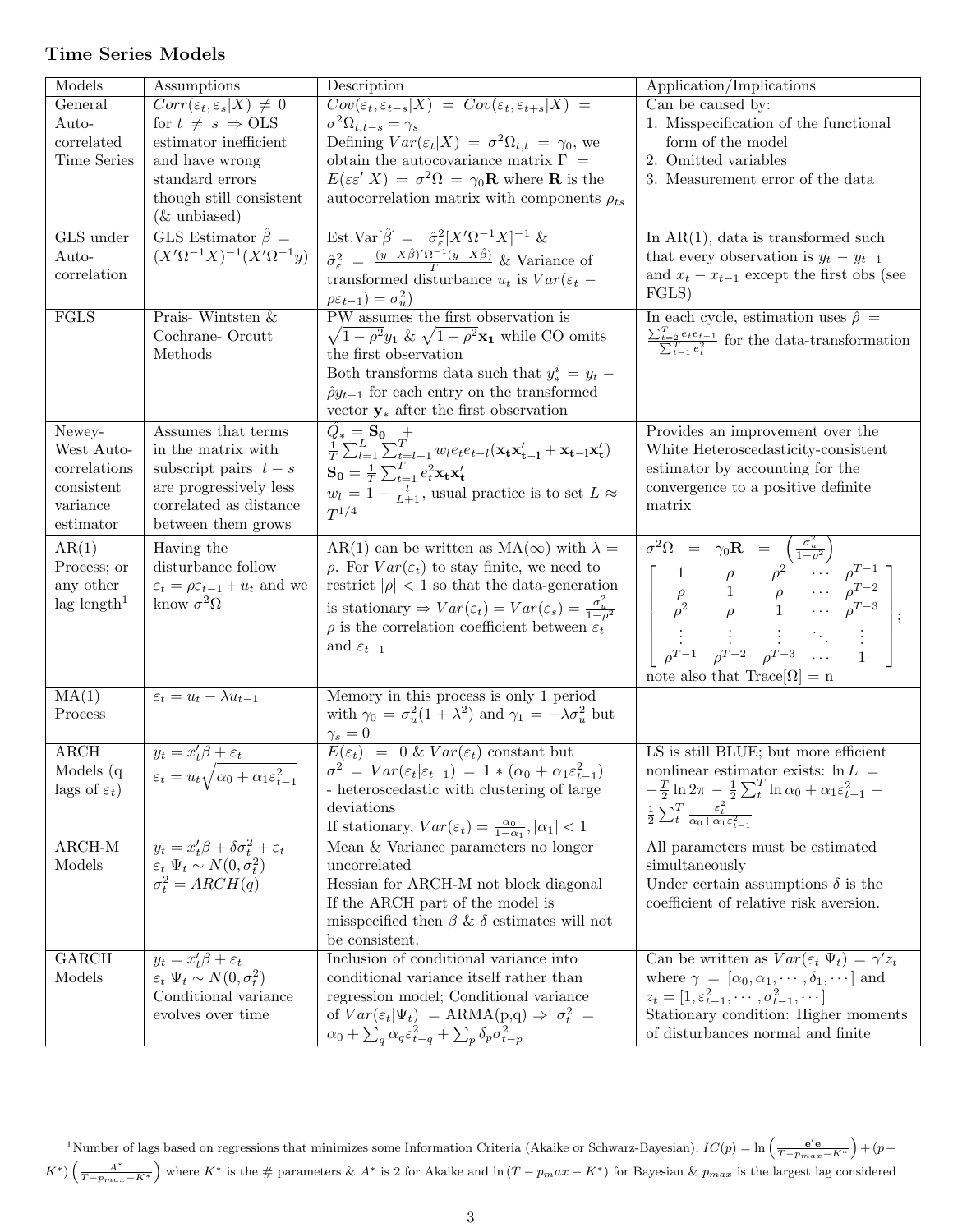### Time Series Models

| Models | Assumptions | Description | Application/Implications |
|---|---|---|---|
| General Auto-correlated Time Series | $Corr(\varepsilon_t, \varepsilon_s \vert X) \neq 0$ for $t \neq s \Rightarrow$ OLS estimator inefficient and have wrong standard errors though still consistent (& unbiased) | $Cov(\varepsilon_t, \varepsilon_{t-s} \vert X) = Cov(\varepsilon_t, \varepsilon_{t+s} \vert X) = \sigma^2 \Omega_{t,t-s} = \gamma_s$ Defining $Var(\varepsilon_t \vert X) = \sigma^2 \Omega_{t,t} = \gamma_0$, we obtain the autocovariance matrix $\Gamma = E(\varepsilon\varepsilon' \vert X) = \sigma^2 \Omega = \gamma_0 \mathbf{R}$ where $\mathbf{R}$ is the autocorrelation matrix with components $\rho_{ts}$ | Can be caused by: 1. Misspecification of the functional form of the model 2. Omitted variables 3. Measurement error of the data |
| GLS under Auto-correlation | GLS Estimator $\hat{\beta} = (X'\Omega^{-1}X)^{-1}(X'\Omega^{-1}y)$ | Est.Var$[\hat{\beta}] = \hat{\sigma}_\varepsilon^2 [X'\Omega^{-1}X]^{-1}$ & $\hat{\sigma}_\varepsilon^2 = \frac{(y-X\hat{\beta})'\Omega^{-1}(y-X\hat{\beta})}{T}$ & Variance of transformed disturbance $u_t$ is $Var(\varepsilon_t - \rho\varepsilon_{t-1}) = \sigma_u^2$ | In AR(1), data is transformed such that every observation is $y_t - y_{t-1}$ and $x_t - x_{t-1}$ except the first obs (see FGLS) |
| FGLS | Prais- Wintsten & Cochrane- Orcutt Methods | PW assumes the first observation is $\sqrt{1-\rho^2}y_1$ & $\sqrt{1-\rho^2}\mathbf{x_1}$ while CO omits the first observation Both transforms data such that $y_*^i = y_t - \hat{\rho}y_{t-1}$ for each entry on the transformed vector $\mathbf{y}_*$ after the first observation | In each cycle, estimation uses $\hat{\rho} = \frac{\sum_{t=2}^T e_t e_{t-1}}{\sum_{t-1}^T e_t^2}$ for the data-transformation |
| Newey-West Auto-correlations consistent variance estimator | Assumes that terms in the matrix with subscript pairs $\vert t-s \vert$ are progressively less correlated as distance between them grows | $\hat{Q}_* = \mathbf{S_0} + \frac{1}{T}\sum_{l=1}^L \sum_{t=l+1}^T w_l e_t e_{t-l}(\mathbf{x_t x'_{t-1}} + \mathbf{x_{t-l} x'_t})$ $\mathbf{S_0} = \frac{1}{T}\sum_{t=1}^T e_t^2 \mathbf{x_t x'_t}$ $w_l = 1 - \frac{l}{L+1}$, usual practice is to set $L \approx T^{1/4}$ | Provides an improvement over the White Heteroscedasticity-consistent estimator by accounting for the convergence to a positive definite matrix |
| AR(1) Process; or any other lag length[1] | Having the disturbance follow $\varepsilon_t = \rho\varepsilon_{t-1} + u_t$ and we know $\sigma^2\Omega$ | AR(1) can be written as MA($\infty$) with $\lambda = \rho$. For $Var(\varepsilon_t)$ to stay finite, we need to restrict $\vert\rho\vert < 1$ so that the data-generation is stationary $\Rightarrow Var(\varepsilon_t) = Var(\varepsilon_s) = \frac{\sigma_u^2}{1-\rho^2}$ $\rho$ is the correlation coefficient between $\varepsilon_t$ and $\varepsilon_{t-1}$ | $\sigma^2\Omega = \gamma_0\mathbf{R} = \left(\frac{\sigma_u^2}{1-\rho^2}\right) \begin{bmatrix} 1 & \rho & \rho^2 & \cdots & \rho^{T-1} \\ \rho & 1 & \rho & \cdots & \rho^{T-2} \\ \rho^2 & \rho & 1 & \cdots & \rho^{T-3} \\ \vdots & \vdots & \vdots & \ddots & \vdots \\ \rho^{T-1} & \rho^{T-2} & \rho^{T-3} & \cdots & 1 \end{bmatrix}$; note also that Trace$[\Omega]$ = n |
| MA(1) Process | $\varepsilon_t = u_t - \lambda u_{t-1}$ | Memory in this process is only 1 period with $\gamma_0 = \sigma_u^2(1+\lambda^2)$ and $\gamma_1 = -\lambda\sigma_u^2$ but $\gamma_s = 0$ | |
| ARCH Models (q lags of $\varepsilon_t$) | $y_t = x_t'\beta + \varepsilon_t$ $\varepsilon_t = u_t\sqrt{\alpha_0 + \alpha_1\varepsilon_{t-1}^2}$ | $E(\varepsilon_t) = 0$ & $Var(\varepsilon_t)$ constant but $\sigma^2 = Var(\varepsilon_t \vert \varepsilon_{t-1}) = 1 * (\alpha_0 + \alpha_1\varepsilon_{t-1}^2)$ - heteroscedastic with clustering of large deviations If stationary, $Var(\varepsilon_t) = \frac{\alpha_0}{1-\alpha_1}, \vert\alpha_1\vert < 1$ | LS is still BLUE; but more efficient nonlinear estimator exists: $\ln L = -\frac{T}{2}\ln 2\pi - \frac{1}{2}\sum_t^T \ln \alpha_0 + \alpha_1\varepsilon_{t-1}^2 - \frac{1}{2}\sum_t^T \frac{\varepsilon_t^2}{\alpha_0 + \alpha_1\varepsilon_{t-1}^2}$ |
| ARCH-M Models | $y_t = x_t'\beta + \delta\sigma_t^2 + \varepsilon_t$ $\varepsilon_t \vert \Psi_t \sim N(0, \sigma_t^2)$ $\sigma_t^2 = ARCH(q)$ | Mean & Variance parameters no longer uncorrelated Hessian for ARCH-M not block diagonal If the ARCH part of the model is misspecified then $\beta$ & $\delta$ estimates will not be consistent. | All parameters must be estimated simultaneously Under certain assumptions $\delta$ is the coefficient of relative risk aversion. |
| GARCH Models | $y_t = x_t'\beta + \varepsilon_t$ $\varepsilon_t \vert \Psi_t \sim N(0, \sigma_t^2)$ Conditional variance evolves over time | Inclusion of conditional variance into conditional variance itself rather than regression model; Conditional variance of $Var(\varepsilon_t \vert \Psi_t)$ = ARMA(p,q) $\Rightarrow \sigma_t^2 = \alpha_0 + \sum_q \alpha_q\varepsilon_{t-q}^2 + \sum_p \delta_p\sigma_{t-p}^2$ | Can be written as $Var(\varepsilon_t \vert \Psi_t) = \gamma' z_t$ where $\gamma = [\alpha_0, \alpha_1, \cdots, \delta_1, \cdots]$ and $z_t = [1, \varepsilon_{t-1}^2, \cdots, \sigma_{t-1}^2, \cdots]$ Stationary condition: Higher moments of disturbances normal and finite |

[1] Number of lags based on regressions that minimizes some Information Criteria (Akaike or Schwarz-Bayesian); $IC(p) = \ln\left(\frac{\mathbf{e'e}}{T-p_{max}-K^*}\right) + (p+K^*)\left(\frac{A^*}{T-p_{max}-K^*}\right)$ where $K^*$ is the # parameters & $A^*$ is 2 for Akaike and $\ln(T - p_max - K^*)$ for Bayesian & $p_{max}$ is the largest lag considered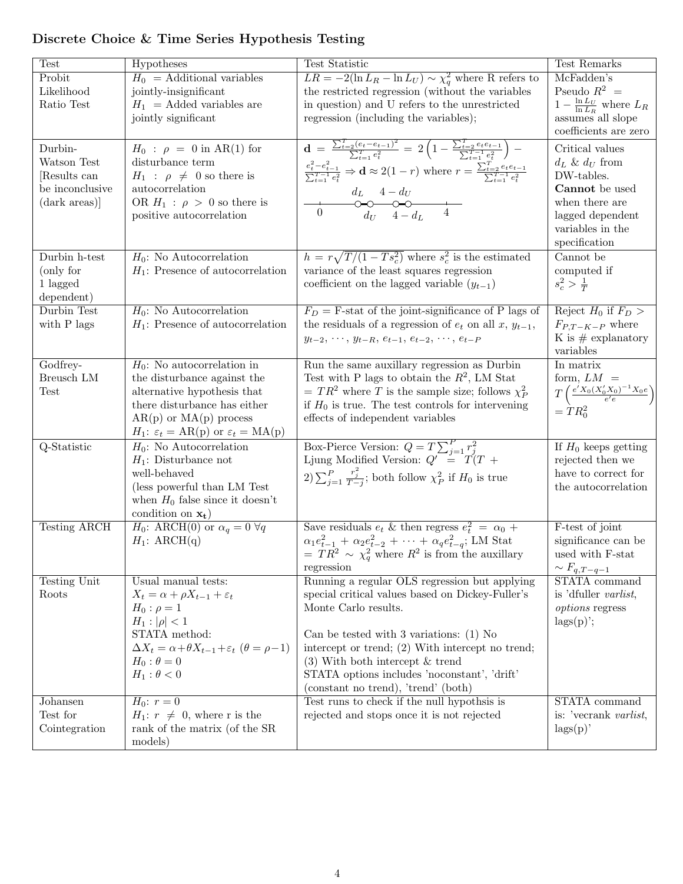### Discrete Choice & Time Series Hypothesis Testing

| Test | Hypotheses | Test Statistic | Test Remarks |
|---|---|---|---|
| Probit Likelihood Ratio Test | $H_0$ = Additional variables jointly-insignificant<br>$H_1$ = Added variables are jointly significant | $LR = -2(\ln L_R - \ln L_U) \sim \chi^2_q$ where R refers to the restricted regression (without the variables in question) and U refers to the unrestricted regression (including the variables); | McFadden's Pseudo $R^2 = 1 - \frac{\ln L_U}{\ln L_R}$ where $L_R$ assumes all slope coefficients are zero |
| Durbin-Watson Test [Results can be inconclusive (dark areas)] | $H_0 : \rho = 0$ in AR(1) for disturbance term<br>$H_1 : \rho \neq 0$ so there is autocorrelation<br>OR $H_1 : \rho > 0$ so there is positive autocorrelation | $\mathbf{d} = \frac{\sum_{t=2}^{T}(e_t - e_{t-1})^2}{\sum_{t=1}^{T} e_t^2} = 2\left(1 - \frac{\sum_{t=2}^{T} e_t e_{t-1}}{\sum_{t=1}^{T-1} e_t^2}\right) - \frac{e_t^2 - e_{t-1}^2}{\sum_{t=1}^{T-1} e_t^2} \Rightarrow \mathbf{d} \approx 2(1-r)$ where $r = \frac{\sum_{t=2}^{T} e_t e_{t-1}}{\sum_{t=1}^{T-1} e_t^2}$<br>$d_L$ $4-d_U$ 0 $d_U$ $4-d_L$ 4 | Critical values $d_L$ & $d_U$ from DW-tables. **Cannot** be used when there are lagged dependent variables in the specification |
| Durbin h-test (only for 1 lagged dependent) | $H_0$: No Autocorrelation<br>$H_1$: Presence of autocorrelation | $h = r\sqrt{T/(1 - Ts_c^2)}$ where $s_c^2$ is the estimated variance of the least squares regression coefficient on the lagged variable ($y_{t-1}$) | Cannot be computed if $s_c^2 > \frac{1}{T}$ |
| Durbin Test with P lags | $H_0$: No Autocorrelation<br>$H_1$: Presence of autocorrelation | $F_D$ = F-stat of the joint-significance of P lags of the residuals of a regression of $e_t$ on all $x$, $y_{t-1}$, $y_{t-2}, \cdots, y_{t-R}, e_{t-1}, e_{t-2}, \cdots, e_{t-P}$ | Reject $H_0$ if $F_D > F_{P,T-K-P}$ where K is # explanatory variables |
| Godfrey-Breusch LM Test | $H_0$: No autocorrelation in the disturbance against the alternative hypothesis that there disturbance has either AR(p) or MA(p) process<br>$H_1$: $\varepsilon_t$ = AR(p) or $\varepsilon_t$ = MA(p) | Run the same auxillary regression as Durbin Test with P lags to obtain the $R^2$, LM Stat $= TR^2$ where $T$ is the sample size; follows $\chi^2_P$ if $H_0$ is true. The test controls for intervening effects of independent variables | In matrix form, $LM = T\left(\frac{e' X_0(X_0' X_0)^{-1} X_0 e}{e'e}\right) = TR_0^2$ |
| Q-Statistic | $H_0$: No Autocorrelation<br>$H_1$: Disturbance not well-behaved<br>(less powerful than LM Test when $H_0$ false since it doesn't condition on $\mathbf{x_t}$) | Box-Pierce Version: $Q = T\sum_{j=1}^{P} r_j^2$<br>Ljung Modified Version: $Q' = T(T+2)\sum_{j=1}^{P} \frac{r_j^2}{T-j}$; both follow $\chi^2_P$ if $H_0$ is true | If $H_0$ keeps getting rejected then we have to correct for the autocorrelation |
| Testing ARCH | $H_0$: ARCH(0) or $\alpha_q = 0 \; \forall q$<br>$H_1$: ARCH(q) | Save residuals $e_t$ & then regress $e_t^2 = \alpha_0 + \alpha_1 e_{t-1}^2 + \alpha_2 e_{t-2}^2 + \cdots + \alpha_q e_{t-q}^2$; LM Stat $= TR^2 \sim \chi^2_q$ where $R^2$ is from the auxillary regression | F-test of joint significance can be used with F-stat $\sim F_{q,T-q-1}$ |
| Testing Unit Roots | Usual manual tests:<br>$X_t = \alpha + \rho X_{t-1} + \varepsilon_t$<br>$H_0 : \rho = 1$<br>$H_1 : \|\rho\| < 1$<br>STATA method:<br>$\Delta X_t = \alpha + \theta X_{t-1} + \varepsilon_t$ ($\theta = \rho - 1$)<br>$H_0 : \theta = 0$<br>$H_1 : \theta < 0$ | Running a regular OLS regression but applying special critical values based on Dickey-Fuller's Monte Carlo results.<br><br>Can be tested with 3 variations: (1) No intercept or trend; (2) With intercept no trend; (3) With both intercept & trend<br>STATA options includes 'noconstant', 'drift' (constant no trend), 'trend' (both) | STATA command is 'dfuller *varlist*, *options* regress lags(p)'; |
| Johansen Test for Cointegration | $H_0$: $r = 0$<br>$H_1$: $r \neq 0$, where r is the rank of the matrix (of the SR models) | Test runs to check if the null hypothsis is rejected and stops once it is not rejected | STATA command is: 'vecrank *varlist*, lags(p)' |